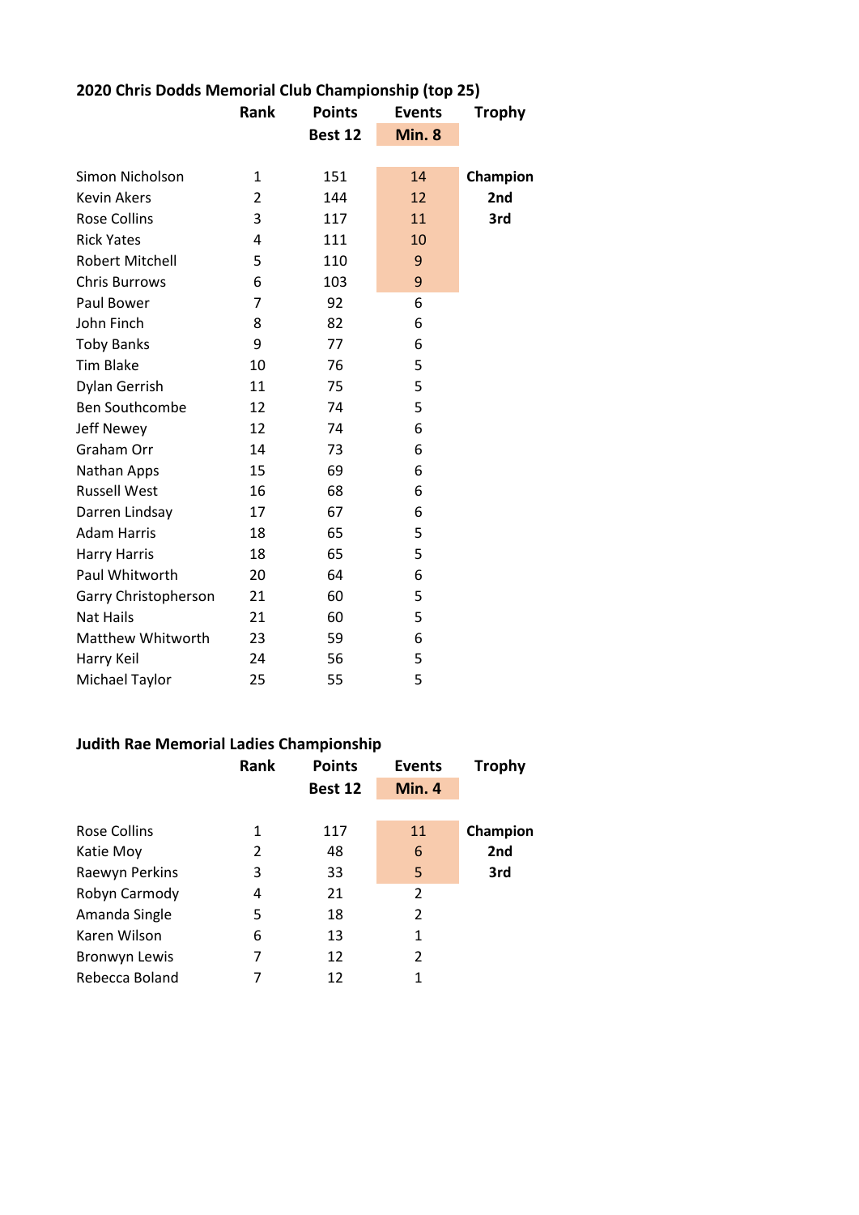## 2020 Chris Dodds Memorial Club Championship (top 25)

| | Rank | Points | Events | Trophy |
|---|---|---|---|---|
| | | Best 12 | Min. 8 | |
| Simon Nicholson | 1 | 151 | 14 | Champion |
| Kevin Akers | 2 | 144 | 12 | 2nd |
| Rose Collins | 3 | 117 | 11 | 3rd |
| Rick Yates | 4 | 111 | 10 | |
| Robert Mitchell | 5 | 110 | 9 | |
| Chris Burrows | 6 | 103 | 9 | |
| Paul Bower | 7 | 92 | 6 | |
| John Finch | 8 | 82 | 6 | |
| Toby Banks | 9 | 77 | 6 | |
| Tim Blake | 10 | 76 | 5 | |
| Dylan Gerrish | 11 | 75 | 5 | |
| Ben Southcombe | 12 | 74 | 5 | |
| Jeff Newey | 12 | 74 | 6 | |
| Graham Orr | 14 | 73 | 6 | |
| Nathan Apps | 15 | 69 | 6 | |
| Russell West | 16 | 68 | 6 | |
| Darren Lindsay | 17 | 67 | 6 | |
| Adam Harris | 18 | 65 | 5 | |
| Harry Harris | 18 | 65 | 5 | |
| Paul Whitworth | 20 | 64 | 6 | |
| Garry Christopherson | 21 | 60 | 5 | |
| Nat Hails | 21 | 60 | 5 | |
| Matthew Whitworth | 23 | 59 | 6 | |
| Harry Keil | 24 | 56 | 5 | |
| Michael Taylor | 25 | 55 | 5 | |

## Judith Rae Memorial Ladies Championship

| | Rank | Points | Events | Trophy |
|---|---|---|---|---|
| | | Best 12 | Min. 4 | |
| Rose Collins | 1 | 117 | 11 | Champion |
| Katie Moy | 2 | 48 | 6 | 2nd |
| Raewyn Perkins | 3 | 33 | 5 | 3rd |
| Robyn Carmody | 4 | 21 | 2 | |
| Amanda Single | 5 | 18 | 2 | |
| Karen Wilson | 6 | 13 | 1 | |
| Bronwyn Lewis | 7 | 12 | 2 | |
| Rebecca Boland | 7 | 12 | 1 | |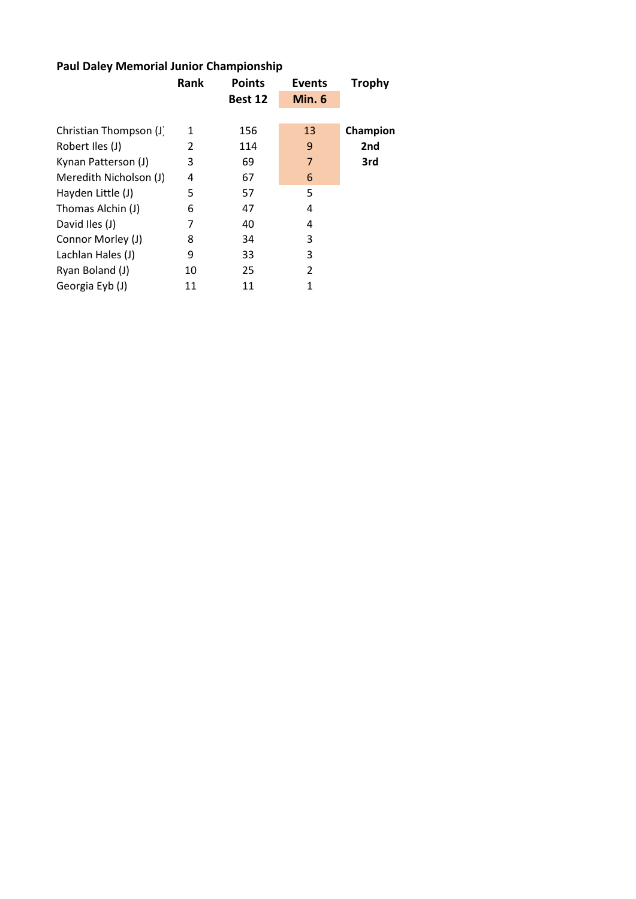## Paul Daley Memorial Junior Championship

| | Rank | Points<br>Best 12 | Events<br>Min. 6 | Trophy |
|---|---|---|---|---|
| Christian Thompson (J) | 1 | 156 | 13 | **Champion** |
| Robert Iles (J) | 2 | 114 | 9 | **2nd** |
| Kynan Patterson (J) | 3 | 69 | 7 | **3rd** |
| Meredith Nicholson (J) | 4 | 67 | 6 | |
| Hayden Little (J) | 5 | 57 | 5 | |
| Thomas Alchin (J) | 6 | 47 | 4 | |
| David Iles (J) | 7 | 40 | 4 | |
| Connor Morley (J) | 8 | 34 | 3 | |
| Lachlan Hales (J) | 9 | 33 | 3 | |
| Ryan Boland (J) | 10 | 25 | 2 | |
| Georgia Eyb (J) | 11 | 11 | 1 | |